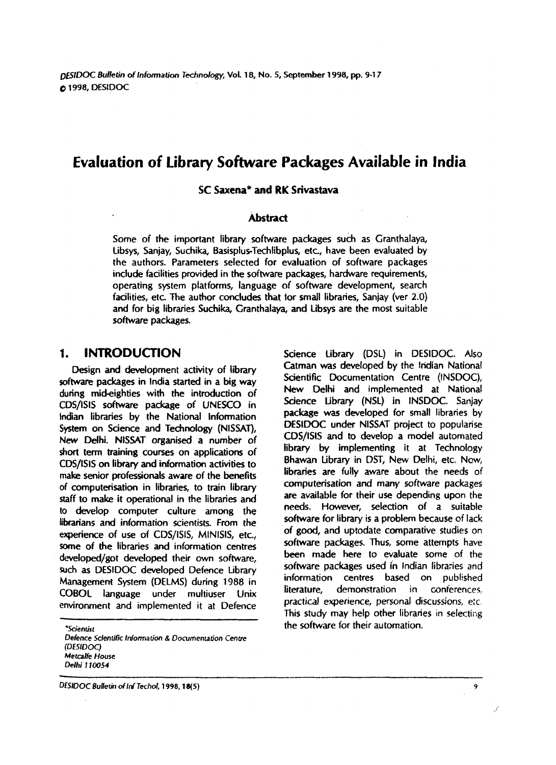# Evaluation of Library Software Packages Available in India

**SC Saxena* and RK Srivastava**

### Abstract

Some of the important library software packages such as Granthalaya, Libsys, Sanjay, Suchika, Basisplus-Techlibplus, etc., have been evaluated by the authors. Parameters selected for evaluation of software packages include facilities provided in the software packages, hardware requirements, operating system platforms, language of software development, search facilities, etc. The author concludes that for small libraries, Sanjay (ver 2.0) and for big libraries Suchika, Granthalaya, and Libsys are the most suitable software packages.

## 1. INTRODUCTION

Design and development activity of library software packages in India started in a big way during mid-eighties with the introduction of CDS/ISIS software package of UNESCO in Indian libraries by the National Information System on Science and Technology (NISSAT), New Delhi. NISSAT organised a number of short term training courses on applications of CDS/ISIS on library and information activities to make senior professionals aware of the benefits of computerisation in libraries, to train library staff to make it operational in the libraries and to develop computer culture among the librarians and information scientists. From the experience of use of CDS/ISIS, MINISIS, etc., some of the libraries and information centres developed/got developed their own software, such as DESIDOC developed Defence Library Management System (DELMS) during 1988 in COBOL language under multiuser Unix environment and implemented it at Defence Science Library (DSL) in DESIDOC. Also Catman was developed by the Indian National Scientific Documentation Centre (INSDOC), New Delhi and implemented at National Science Library (NSL) in INSDOC. Sanjay package was developed for small libraries by DESIDOC under NISSAT project to popularise CDS/ISIS and to develop a model automated library by implementing it at Technology Bhawan Library in DST, New Delhi, etc. Now, libraries are fully aware about the needs of computerisation and many software packages are available for their use depending upon the needs. However, selection of a suitable software for library is a problem because of lack of good, and uptodate comparative studies on software packages. Thus, some attempts have been made here to evaluate some of the software packages used in Indian libraries and information centres based on published literature, demonstration in conferences, practical experience, personal discussions, etc. This study may help other libraries in selecting the software for their automation.

---

*Scientist
Defence Scientific Information & Documentation Centre (DESIDOC)
Metcalfe House
Delhi 110054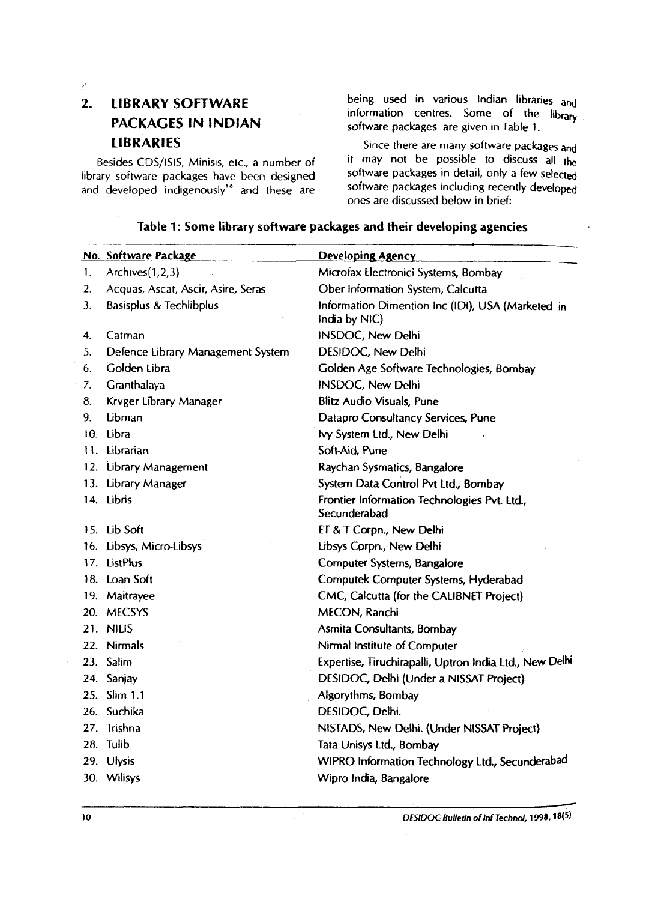## 2. LIBRARY SOFTWARE PACKAGES IN INDIAN LIBRARIES

Besides CDS/ISIS, Minisis, etc., a number of library software packages have been designed and developed indigenously[18] and these are being used in various Indian libraries and information centres. Some of the library software packages are given in Table 1.

Since there are many software packages and it may not be possible to discuss all the software packages in detail, only a few selected software packages including recently developed ones are discussed below in brief:

**Table 1: Some library software packages and their developing agencies**

| No. | Software Package | Developing Agency |
|---|---|---|
| 1. | Archives(1,2,3) | Microfax Electronici Systems, Bombay |
| 2. | Acquas, Ascat, Ascir, Asire, Seras | Ober Information System, Calcutta |
| 3. | Basisplus & Techlibplus | Information Dimention Inc (IDI), USA (Marketed in India by NIC) |
| 4. | Catman | INSDOC, New Delhi |
| 5. | Defence Library Management System | DESIDOC, New Delhi |
| 6. | Golden Libra | Golden Age Software Technologies, Bombay |
| 7. | Granthalaya | INSDOC, New Delhi |
| 8. | Krvger Library Manager | Blitz Audio Visuals, Pune |
| 9. | Libman | Datapro Consultancy Services, Pune |
| 10. | Libra | Ivy System Ltd., New Delhi |
| 11. | Librarian | Soft-Aid, Pune |
| 12. | Library Management | Raychan Sysmatics, Bangalore |
| 13. | Library Manager | System Data Control Pvt Ltd., Bombay |
| 14. | Libris | Frontier Information Technologies Pvt. Ltd., Secunderabad |
| 15. | Lib Soft | ET & T Corpn., New Delhi |
| 16. | Libsys, Micro-Libsys | Libsys Corpn., New Delhi |
| 17. | ListPlus | Computer Systems, Bangalore |
| 18. | Loan Soft | Computek Computer Systems, Hyderabad |
| 19. | Maitrayee | CMC, Calcutta (for the CALIBNET Project) |
| 20. | MECSYS | MECON, Ranchi |
| 21. | NILIS | Asmita Consultants, Bombay |
| 22. | Nirmals | Nirmal Institute of Computer |
| 23. | Salim | Expertise, Tiruchirapalli, Uptron India Ltd., New Delhi |
| 24. | Sanjay | DESIDOC, Delhi (Under a NISSAT Project) |
| 25. | Slim 1.1 | Algorythms, Bombay |
| 26. | Suchika | DESIDOC, Delhi. |
| 27. | Trishna | NISTADS, New Delhi. (Under NISSAT Project) |
| 28. | Tulib | Tata Unisys Ltd., Bombay |
| 29. | Ulysis | WIPRO Information Technology Ltd., Secunderabad |
| 30. | Wilisys | Wipro India, Bangalore |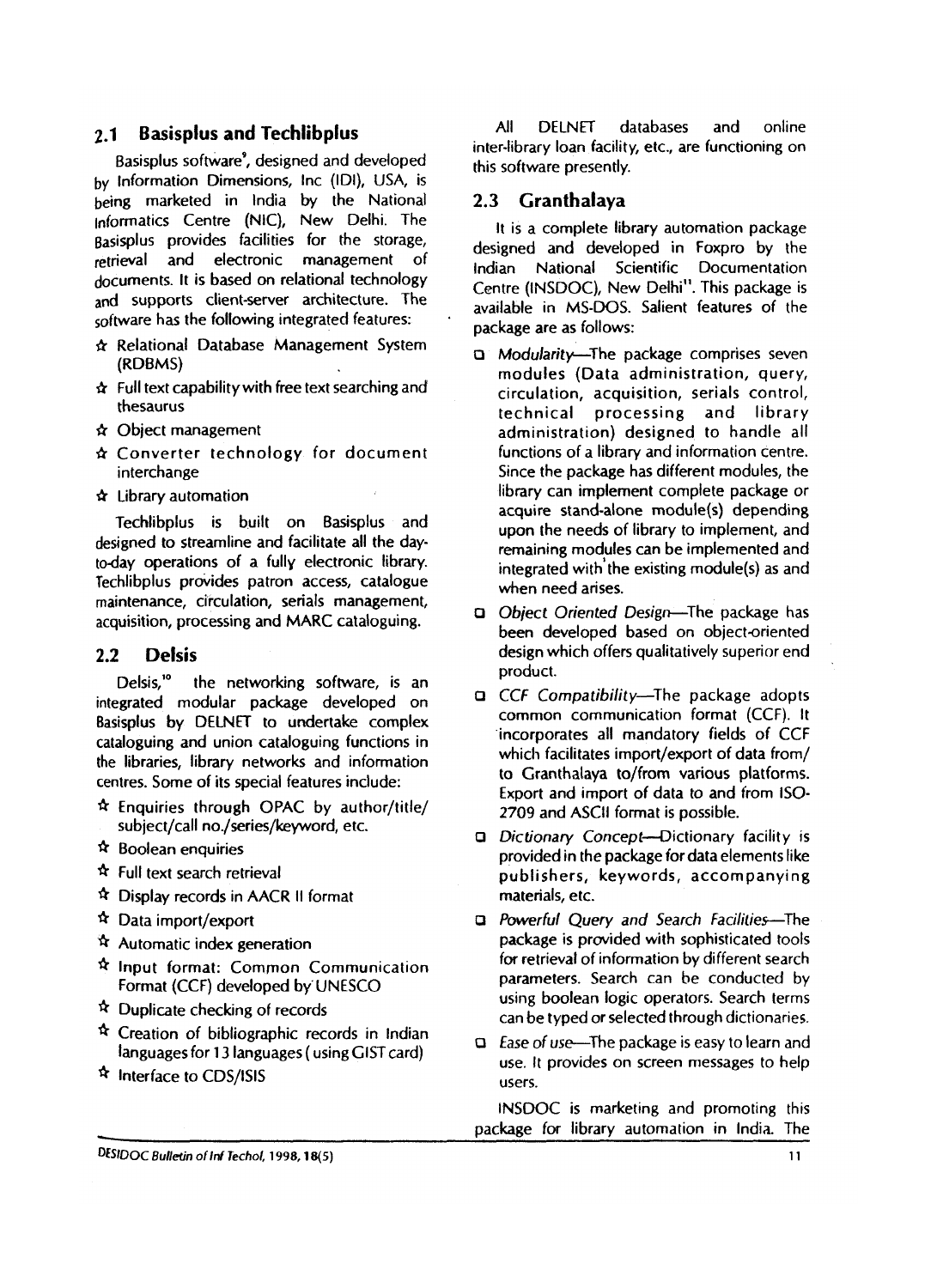## 2.1 Basisplus and Techlibplus

Basisplus software[9], designed and developed by Information Dimensions, Inc (IDI), USA, is being marketed in India by the National Informatics Centre (NIC), New Delhi. The Basisplus provides facilities for the storage, retrieval and electronic management of documents. It is based on relational technology and supports client-server architecture. The software has the following integrated features:

- Relational Database Management System (RDBMS)
- Full text capability with free text searching and thesaurus
- Object management
- Converter technology for document interchange
- Library automation

Techlibplus is built on Basisplus and designed to streamline and facilitate all the day-to-day operations of a fully electronic library. Techlibplus provides patron access, catalogue maintenance, circulation, serials management, acquisition, processing and MARC cataloguing.

## 2.2 Delsis

Delsis,[10] the networking software, is an integrated modular package developed on Basisplus by DELNET to undertake complex cataloguing and union cataloguing functions in the libraries, library networks and information centres. Some of its special features include:

- Enquiries through OPAC by author/title/ subject/call no./series/keyword, etc.
- Boolean enquiries
- Full text search retrieval
- Display records in AACR II format
- Data import/export
- Automatic index generation
- Input format: Common Communication Format (CCF) developed by UNESCO
- Duplicate checking of records
- Creation of bibliographic records in Indian languages for 13 languages ( using GIST card)
- Interface to CDS/ISIS

All DELNET databases and online inter-library loan facility, etc., are functioning on this software presently.

## 2.3 Granthalaya

It is a complete library automation package designed and developed in Foxpro by the Indian National Scientific Documentation Centre (INSDOC), New Delhi[11]. This package is available in MS-DOS. Salient features of the package are as follows:

- *Modularity*—The package comprises seven modules (Data administration, query, circulation, acquisition, serials control, technical processing and library administration) designed to handle all functions of a library and information centre. Since the package has different modules, the library can implement complete package or acquire stand-alone module(s) depending upon the needs of library to implement, and remaining modules can be implemented and integrated with the existing module(s) as and when need arises.
- *Object Oriented Design*—The package has been developed based on object-oriented design which offers qualitatively superior end product.
- *CCF Compatibility*—The package adopts common communication format (CCF). It incorporates all mandatory fields of CCF which facilitates import/export of data from/ to Granthalaya to/from various platforms. Export and import of data to and from ISO-2709 and ASCII format is possible.
- *Dictionary Concept*—Dictionary facility is provided in the package for data elements like publishers, keywords, accompanying materials, etc.
- *Powerful Query and Search Facilities*—The package is provided with sophisticated tools for retrieval of information by different search parameters. Search can be conducted by using boolean logic operators. Search terms can be typed or selected through dictionaries.
- *Ease of use*—The package is easy to learn and use. It provides on screen messages to help users.

INSDOC is marketing and promoting this package for library automation in India. The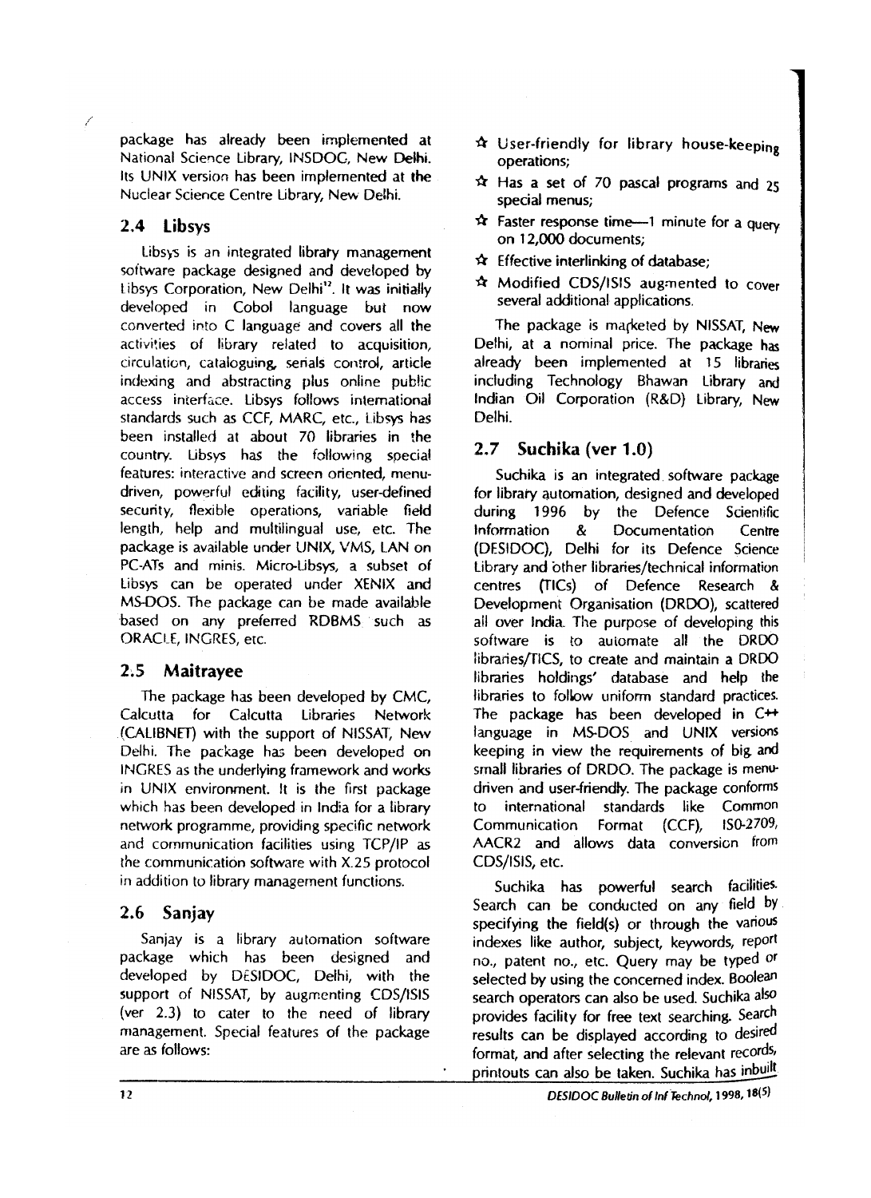package has already been implemented at National Science Library, INSDOC, New Delhi. Its UNIX version has been implemented at the Nuclear Science Centre Library, New Delhi.

## 2.4 Libsys

Libsys is an integrated library management software package designed and developed by Libsys Corporation, New Delhi[12]. It was initially developed in Cobol language but now converted into C language and covers all the activities of library related to acquisition, circulation, cataloguing, serials control, article indexing and abstracting plus online public access interface. Libsys follows international standards such as CCF, MARC, etc., Libsys has been installed at about 70 libraries in the country. Libsys has the following special features: interactive and screen oriented, menu-driven, powerful editing facility, user-defined security, flexible operations, variable field length, help and multilingual use, etc. The package is available under UNIX, VMS, LAN on PC-ATs and minis. Micro-Libsys, a subset of Libsys can be operated under XENIX and MS-DOS. The package can be made available based on any preferred RDBMS such as ORACLE, INGRES, etc.

## 2.5 Maitrayee

The package has been developed by CMC, Calcutta for Calcutta Libraries Network (CALIBNET) with the support of NISSAT, New Delhi. The package has been developed on INGRES as the underlying framework and works in UNIX environment. It is the first package which has been developed in India for a library network programme, providing specific network and communication facilities using TCP/IP as the communication software with X.25 protocol in addition to library management functions.

## 2.6 Sanjay

Sanjay is a library automation software package which has been designed and developed by DESIDOC, Delhi, with the support of NISSAT, by augmenting CDS/ISIS (ver 2.3) to cater to the need of library management. Special features of the package are as follows:

- ☆ User-friendly for library house-keeping operations;
- ☆ Has a set of 70 pascal programs and 25 special menus;
- ☆ Faster response time—1 minute for a query on 12,000 documents;
- ☆ Effective interlinking of database;
- ☆ Modified CDS/ISIS augmented to cover several additional applications.

The package is marketed by NISSAT, New Delhi, at a nominal price. The package has already been implemented at 15 libraries including Technology Bhawan Library and Indian Oil Corporation (R&D) Library, New Delhi.

## 2.7 Suchika (ver 1.0)

Suchika is an integrated software package for library automation, designed and developed during 1996 by the Defence Scientific Information & Documentation Centre (DESIDOC), Delhi for its Defence Science Library and other libraries/technical information centres (TICs) of Defence Research & Development Organisation (DRDO), scattered all over India. The purpose of developing this software is to automate all the DRDO libraries/TICS, to create and maintain a DRDO libraries holdings' database and help the libraries to follow uniform standard practices. The package has been developed in C++ language in MS-DOS and UNIX versions keeping in view the requirements of big and small libraries of DRDO. The package is menu-driven and user-friendly. The package conforms to international standards like Common Communication Format (CCF), ISO-2709, AACR2 and allows data conversion from CDS/ISIS, etc.

Suchika has powerful search facilities. Search can be conducted on any field by specifying the field(s) or through the various indexes like author, subject, keywords, report no., patent no., etc. Query may be typed or selected by using the concerned index. Boolean search operators can also be used. Suchika also provides facility for free text searching. Search results can be displayed according to desired format, and after selecting the relevant records, printouts can also be taken. Suchika has inbuilt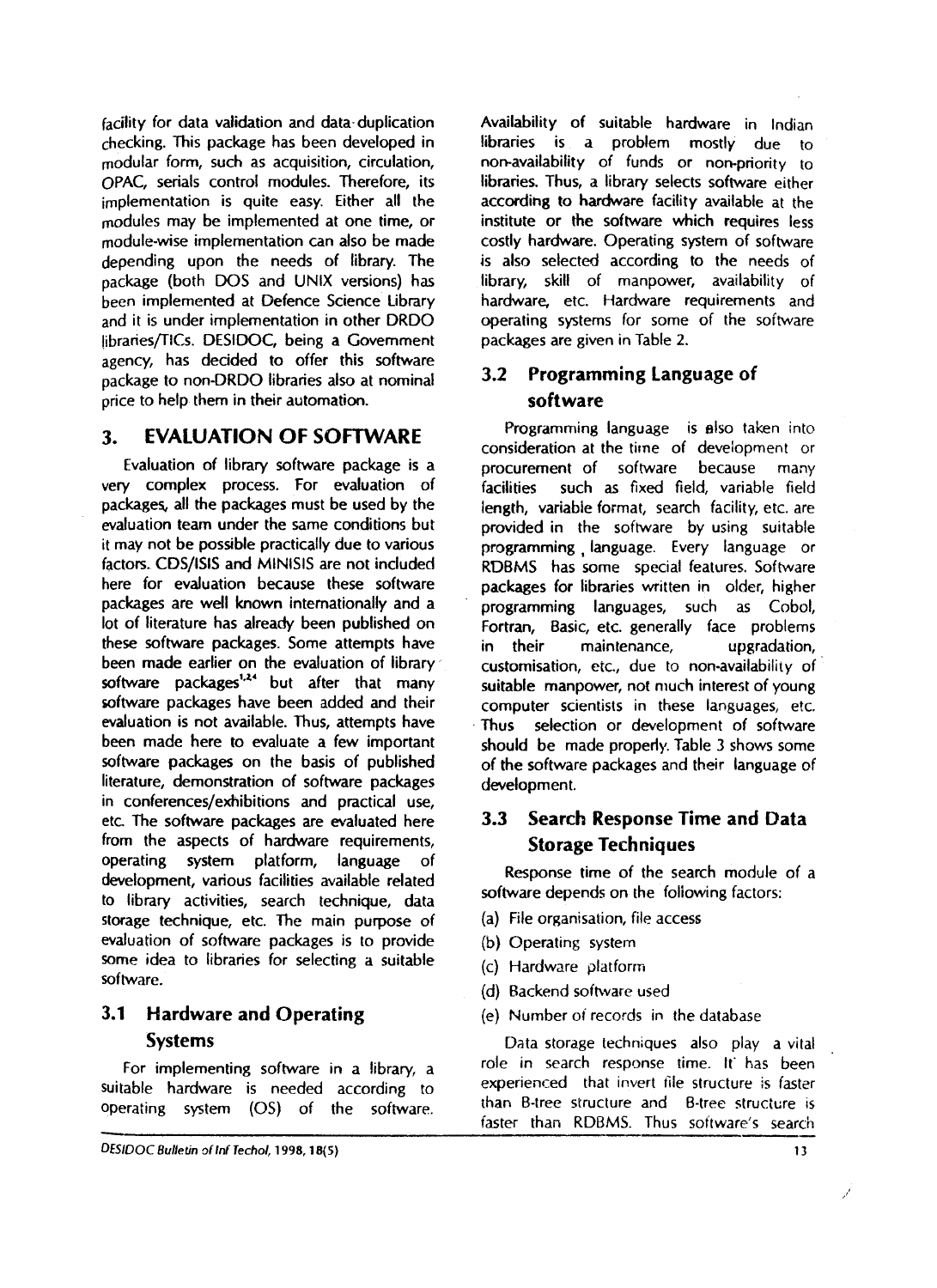facility for data validation and data duplication checking. This package has been developed in modular form, such as acquisition, circulation, OPAC, serials control modules. Therefore, its implementation is quite easy. Either all the modules may be implemented at one time, or module-wise implementation can also be made depending upon the needs of library. The package (both DOS and UNIX versions) has been implemented at Defence Science Library and it is under implementation in other DRDO libraries/TICs. DESIDOC, being a Government agency, has decided to offer this software package to non-DRDO libraries also at nominal price to help them in their automation.

## 3. EVALUATION OF SOFTWARE

Evaluation of library software package is a very complex process. For evaluation of packages, all the packages must be used by the evaluation team under the same conditions but it may not be possible practically due to various factors. CDS/ISIS and MINISIS are not included here for evaluation because these software packages are well known internationally and a lot of literature has already been published on these software packages. Some attempts have been made earlier on the evaluation of library software packages[1,2,4] but after that many software packages have been added and their evaluation is not available. Thus, attempts have been made here to evaluate a few important software packages on the basis of published literature, demonstration of software packages in conferences/exhibitions and practical use, etc. The software packages are evaluated here from the aspects of hardware requirements, operating system platform, language of development, various facilities available related to library activities, search technique, data storage technique, etc. The main purpose of evaluation of software packages is to provide some idea to libraries for selecting a suitable software.

### 3.1 Hardware and Operating Systems

For implementing software in a library, a suitable hardware is needed according to operating system (OS) of the software. Availability of suitable hardware in Indian libraries is a problem mostly due to non-availability of funds or non-priority to libraries. Thus, a library selects software either according to hardware facility available at the institute or the software which requires less costly hardware. Operating system of software is also selected according to the needs of library, skill of manpower, availability of hardware, etc. Hardware requirements and operating systems for some of the software packages are given in Table 2.

### 3.2 Programming Language of software

Programming language is also taken into consideration at the time of development or procurement of software because many facilities such as fixed field, variable field length, variable format, search facility, etc. are provided in the software by using suitable programming language. Every language or RDBMS has some special features. Software packages for libraries written in older, higher programming languages, such as Cobol, Fortran, Basic, etc. generally face problems in their maintenance, upgradation, customisation, etc., due to non-availability of suitable manpower, not much interest of young computer scientists in these languages, etc. Thus selection or development of software should be made properly. Table 3 shows some of the software packages and their language of development.

### 3.3 Search Response Time and Data Storage Techniques

Response time of the search module of a software depends on the following factors:

(a) File organisation, file access

(b) Operating system

(c) Hardware platform

(d) Backend software used

(e) Number of records in the database

Data storage techniques also play a vital role in search response time. It has been experienced that invert file structure is faster than B-tree structure and B-tree structure is faster than RDBMS. Thus software's search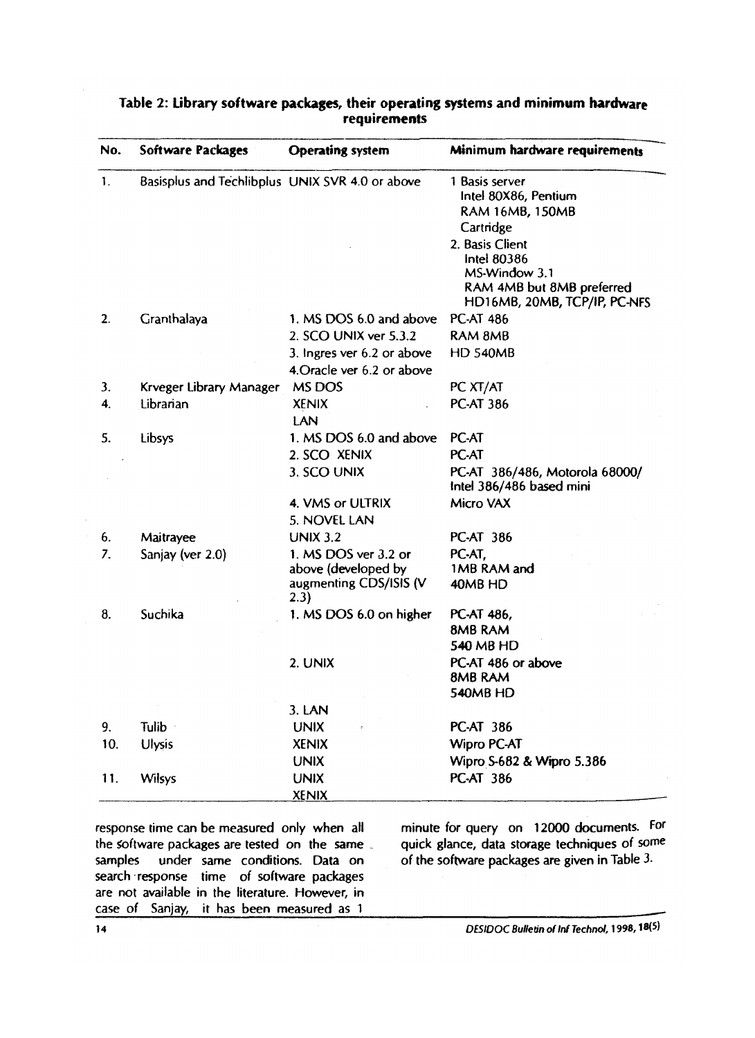**Table 2: Library software packages, their operating systems and minimum hardware requirements**

| No. | Software Packages | Operating system | Minimum hardware requirements |
|---|---|---|---|
| 1. | Basisplus and Techlibplus | UNIX SVR 4.0 or above | 1 Basis server Intel 80X86, Pentium RAM 16MB, 150MB Cartridge<br>2. Basis Client Intel 80386 MS-Window 3.1 RAM 4MB but 8MB preferred HD16MB, 20MB, TCP/IP, PC-NFS |
| 2. | Granthalaya | 1. MS DOS 6.0 and above | PC-AT 486 |
| | | 2. SCO UNIX ver 5.3.2 | RAM 8MB |
| | | 3. Ingres ver 6.2 or above | HD 540MB |
| | | 4.Oracle ver 6.2 or above | |
| 3. | Krveger Library Manager | MS DOS | PC XT/AT |
| 4. | Librarian | XENIX LAN | PC-AT 386 |
| 5. | Libsys | 1. MS DOS 6.0 and above | PC-AT |
| | | 2. SCO XENIX | PC-AT |
| | | 3. SCO UNIX | PC-AT 386/486, Motorola 68000/ Intel 386/486 based mini |
| | | 4. VMS or ULTRIX | Micro VAX |
| | | 5. NOVEL LAN | |
| 6. | Maitrayee | UNIX 3.2 | PC-AT 386 |
| 7. | Sanjay (ver 2.0) | 1. MS DOS ver 3.2 or above (developed by augmenting CDS/ISIS (V 2.3) | PC-AT, 1MB RAM and 40MB HD |
| 8. | Suchika | 1. MS DOS 6.0 on higher | PC-AT 486, 8MB RAM 540 MB HD |
| | | 2. UNIX | PC-AT 486 or above 8MB RAM 540MB HD |
| | | 3. LAN | |
| 9. | Tulib | UNIX | PC-AT 386 |
| 10. | Ulysis | XENIX | Wipro PC-AT |
| | | UNIX | Wipro S-682 & Wipro 5.386 |
| 11. | Wilsys | UNIX XENIX | PC-AT 386 |

response time can be measured only when all the software packages are tested on the same samples under same conditions. Data on search response time of software packages are not available in the literature. However, in case of Sanjay, it has been measured as 1 minute for query on 12000 documents. For quick glance, data storage techniques of some of the software packages are given in Table 3.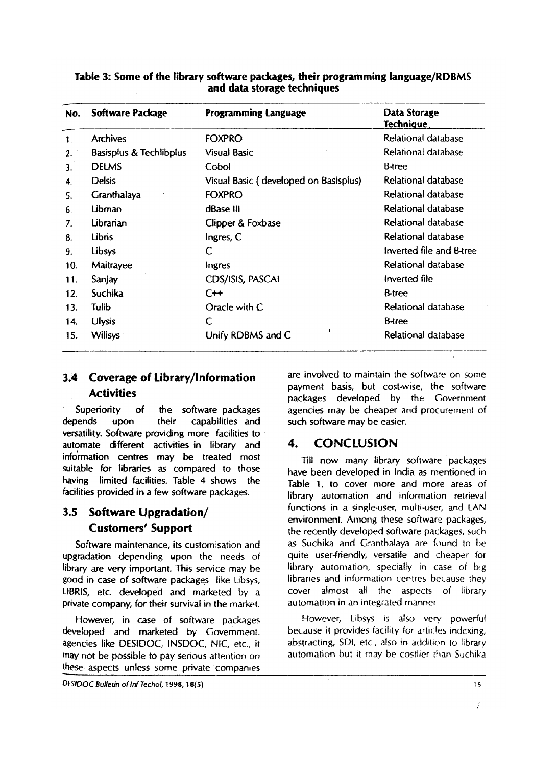**Table 3: Some of the library software packages, their programming language/RDBMS and data storage techniques**

| No. | Software Package | Programming Language | Data Storage Technique |
|---|---|---|---|
| 1. | Archives | FOXPRO | Relational database |
| 2. | Basisplus & Techlibplus | Visual Basic | Relational database |
| 3. | DELMS | Cobol | B-tree |
| 4. | Delsis | Visual Basic ( developed on Basisplus) | Relational database |
| 5. | Granthalaya | FOXPRO | Relational database |
| 6. | Libman | dBase III | Relational database |
| 7. | Librarian | Clipper & Foxbase | Relational database |
| 8. | Libris | Ingres, C | Relational database |
| 9. | Libsys | C | Inverted file and B-tree |
| 10. | Maitrayee | Ingres | Relational database |
| 11. | Sanjay | CDS/ISIS, PASCAL | Inverted file |
| 12. | Suchika | C++ | B-tree |
| 13. | Tulib | Oracle with C | Relational database |
| 14. | Ulysis | C | B-tree |
| 15. | Wilisys | Unify RDBMS and C | Relational database |

### 3.4 Coverage of Library/Information Activities

Superiority of the software packages depends upon their capabilities and versatility. Software providing more facilities to automate different activities in library and information centres may be treated most suitable for libraries as compared to those having limited facilities. Table 4 shows the facilities provided in a few software packages.

### 3.5 Software Upgradation/ Customers' Support

Software maintenance, its customisation and upgradation depending upon the needs of library are very important. This service may be good in case of software packages like Libsys, LIBRIS, etc. developed and marketed by a private company, for their survival in the market.

However, in case of software packages developed and marketed by Government agencies like DESIDOC, INSDOC, NIC, etc., it may not be possible to pay serious attention on these aspects unless some private companies are involved to maintain the software on some payment basis, but cost-wise, the software packages developed by the Government agencies may be cheaper and procurement of such software may be easier.

## 4. CONCLUSION

Till now many library software packages have been developed in India as mentioned in Table 1, to cover more and more areas of library automation and information retrieval functions in a single-user, multi-user, and LAN environment. Among these software packages, the recently developed software packages, such as Suchika and Granthalaya are found to be quite user-friendly, versatile and cheaper for library automation, specially in case of big libraries and information centres because they cover almost all the aspects of library automation in an integrated manner.

However, Libsys is also very powerful because it provides facility for articles indexing, abstracting, SDI, etc., also in addition to library automation but it may be costlier than Suchika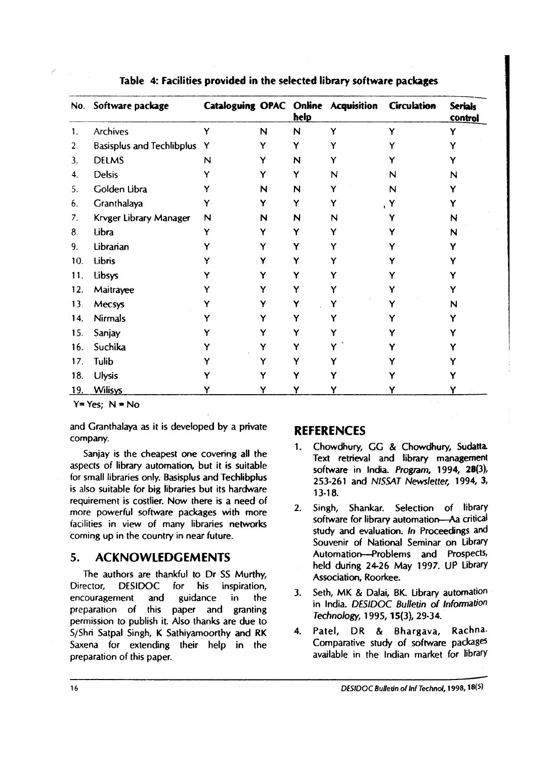Table 4: Facilities provided in the selected library software packages

| No. | Software package | Cataloguing | OPAC | Online help | Acquisition | Circulation | Serials control |
|---|---|---|---|---|---|---|---|
| 1. | Archives | Y | N | N | Y | Y | Y |
| 2. | Basisplus and Techlibplus | Y | Y | Y | Y | Y | Y |
| 3. | DELMS | N | Y | N | Y | Y | Y |
| 4. | Delsis | Y | Y | Y | N | N | N |
| 5. | Golden Libra | Y | N | N | Y | N | Y |
| 6. | Granthalaya | Y | Y | Y | Y | Y | Y |
| 7. | Krvger Library Manager | N | N | N | N | Y | N |
| 8. | Libra | Y | Y | Y | Y | Y | N |
| 9. | Librarian | Y | Y | Y | Y | Y | Y |
| 10. | Libris | Y | Y | Y | Y | Y | Y |
| 11. | Libsys | Y | Y | Y | Y | Y | Y |
| 12. | Maitrayee | Y | Y | Y | Y | Y | Y |
| 13. | Mecsys | Y | Y | Y | Y | Y | N |
| 14. | Nirmals | Y | Y | Y | Y | Y | Y |
| 15. | Sanjay | Y | Y | Y | Y | Y | Y |
| 16. | Suchika | Y | Y | Y | Y | Y | Y |
| 17. | Tulib | Y | Y | Y | Y | Y | Y |
| 18. | Ulysis | Y | Y | Y | Y | Y | Y |
| 19. | Wilisys | Y | Y | Y | Y | Y | Y |

Y= Yes; N = No

and Granthalaya as it is developed by a private company.

Sanjay is the cheapest one covering all the aspects of library automation, but it is suitable for small libraries only. Basisplus and Techlibplus is also suitable for big libraries but its hardware requirement is costlier. Now there is a need of more powerful software packages with more facilities in view of many libraries networks coming up in the country in near future.

## 5. ACKNOWLEDGEMENTS

The authors are thankful to Dr SS Murthy, Director, DESIDOC for his inspiration, encouragement and guidance in the preparation of this paper and granting permission to publish it. Also thanks are due to S/Shri Satpal Singh, K Sathiyamoorthy and RK Saxena for extending their help in the preparation of this paper.

## REFERENCES

1. Chowdhury, GG & Chowdhury, Sudatta. Text retrieval and library management software in India. *Program*, 1994, **28**(3), 253-261 and *NISSAT Newsletter*, 1994, **3**, 13-18.
2. Singh, Shankar. Selection of library software for library automation—Aa critical study and evaluation. *In* Proceedings and Souvenir of National Seminar on Library Automation—Problems and Prospects, held during 24-26 May 1997. UP Library Association, Roorkee.
3. Seth, MK & Dalai, BK. Library automation in India. *DESIDOC Bulletin of Information Technology*, 1995, **15**(3), 29-34.
4. Patel, DR & Bhargava, Rachna. Comparative study of software packages available in the Indian market for library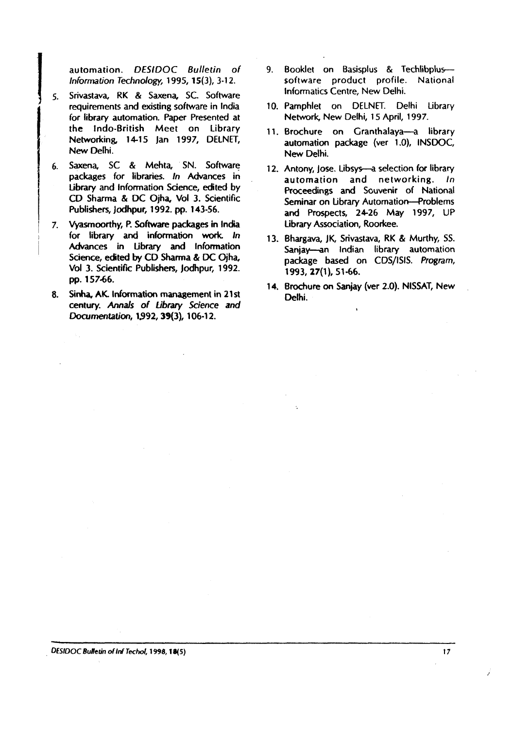automation. *DESIDOC Bulletin of Information Technology*, 1995, **15**(3), 3-12.

5. Srivastava, RK & Saxena, SC. Software requirements and existing software in India for library automation. Paper Presented at the Indo-British Meet on Library Networking, 14-15 Jan 1997, DELNET, New Delhi.
6. Saxena, SC & Mehta, SN. Software packages for libraries. *In* Advances in Library and Information Science, edited by CD Sharma & DC Ojha, Vol 3. Scientific Publishers, Jodhpur, 1992. pp. 143-56.
7. Vyasmoorthy, P. Software packages in India for library and information work. *In* Advances in Library and Information Science, edited by CD Sharma & DC Ojha, Vol 3. Scientific Publishers, Jodhpur, 1992. pp. 157-66.
8. Sinha, AK. Information management in 21st century. *Annals of Library Science and Documentation*, 1992, **39**(3), 106-12.
9. Booklet on Basisplus & Techlibplus—software product profile. National Informatics Centre, New Delhi.
10. Pamphlet on DELNET. Delhi Library Network, New Delhi, 15 April, 1997.
11. Brochure on Granthalaya—a library automation package (ver 1.0), INSDOC, New Delhi.
12. Antony, Jose. Libsys—a selection for library automation and networking. *In* Proceedings and Souvenir of National Seminar on Library Automation—Problems and Prospects, 24-26 May 1997, UP Library Association, Roorkee.
13. Bhargava, JK, Srivastava, RK & Murthy, SS. Sanjay—an Indian library automation package based on CDS/ISIS. *Program*, 1993, **27**(1), 51-66.
14. Brochure on Sanjay (ver 2.0). NISSAT, New Delhi.